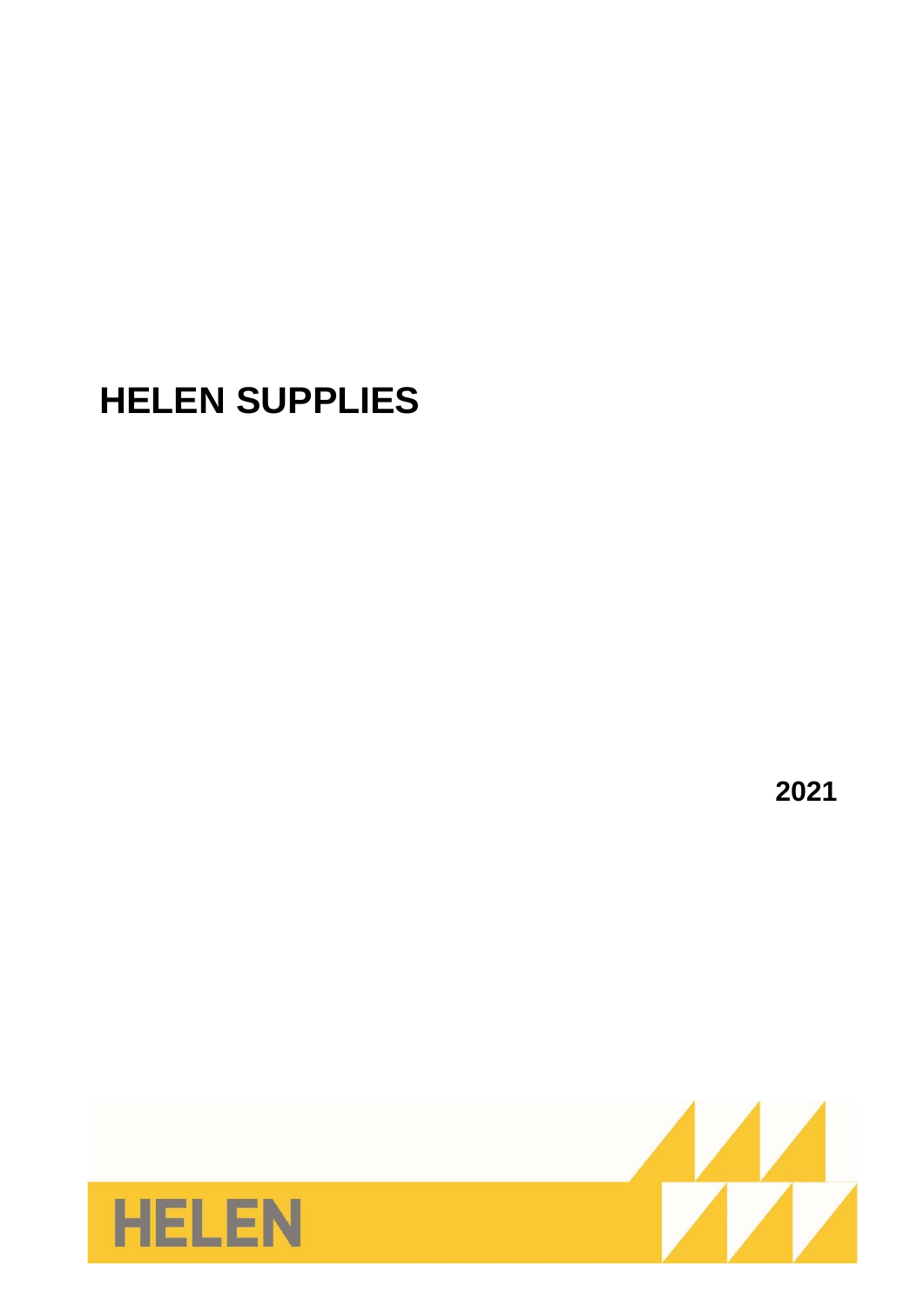# HELEN SUPPLIES

2021

HELEN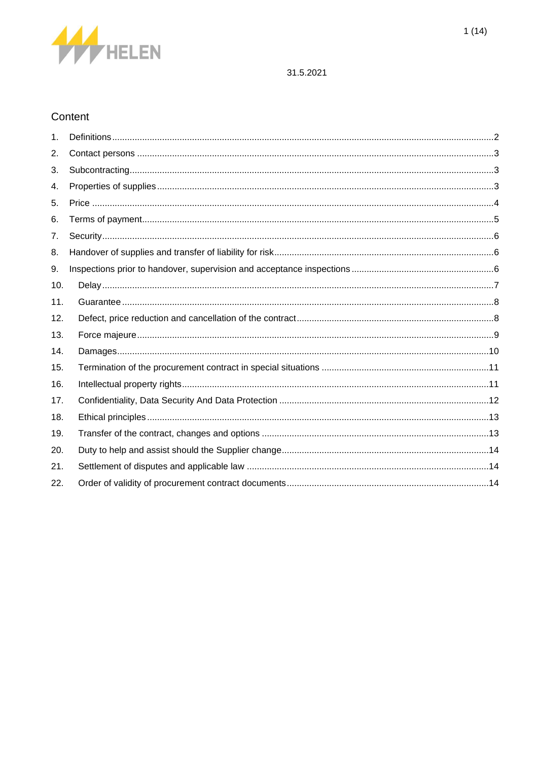31.5.2021

## Content

1. Definitions ... 2
2. Contact persons ... 3
3. Subcontracting ... 3
4. Properties of supplies ... 3
5. Price ... 4
6. Terms of payment ... 5
7. Security ... 6
8. Handover of supplies and transfer of liability for risk ... 6
9. Inspections prior to handover, supervision and acceptance inspections ... 6
10. Delay ... 7
11. Guarantee ... 8
12. Defect, price reduction and cancellation of the contract ... 8
13. Force majeure ... 9
14. Damages ... 10
15. Termination of the procurement contract in special situations ... 11
16. Intellectual property rights ... 11
17. Confidentiality, Data Security And Data Protection ... 12
18. Ethical principles ... 13
19. Transfer of the contract, changes and options ... 13
20. Duty to help and assist should the Supplier change ... 14
21. Settlement of disputes and applicable law ... 14
22. Order of validity of procurement contract documents ... 14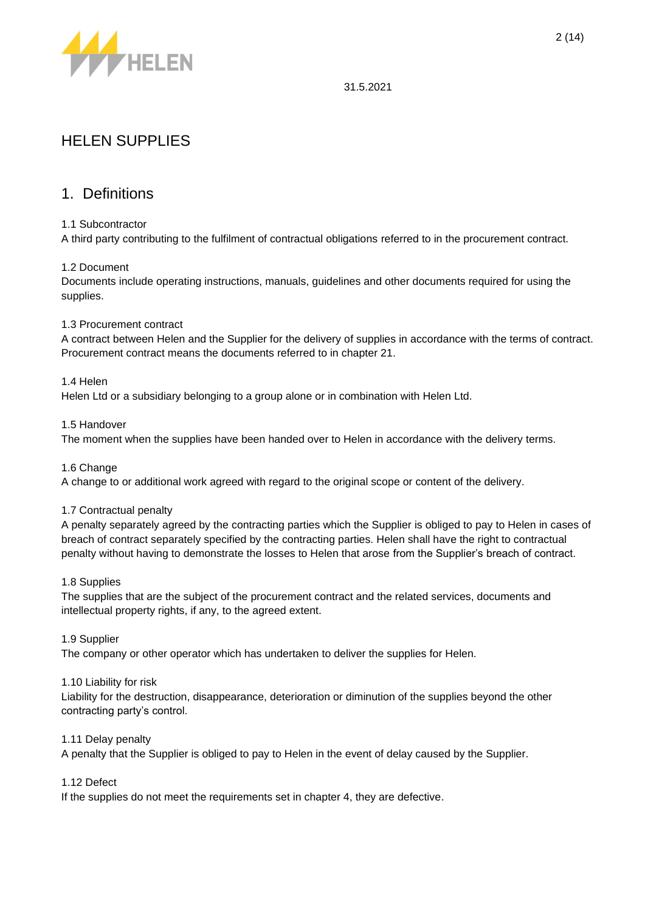31.5.2021

# HELEN SUPPLIES

## 1. Definitions

1.1 Subcontractor
A third party contributing to the fulfilment of contractual obligations referred to in the procurement contract.

1.2 Document
Documents include operating instructions, manuals, guidelines and other documents required for using the supplies.

1.3 Procurement contract
A contract between Helen and the Supplier for the delivery of supplies in accordance with the terms of contract. Procurement contract means the documents referred to in chapter 21.

1.4 Helen
Helen Ltd or a subsidiary belonging to a group alone or in combination with Helen Ltd.

1.5 Handover
The moment when the supplies have been handed over to Helen in accordance with the delivery terms.

1.6 Change
A change to or additional work agreed with regard to the original scope or content of the delivery.

1.7 Contractual penalty
A penalty separately agreed by the contracting parties which the Supplier is obliged to pay to Helen in cases of breach of contract separately specified by the contracting parties. Helen shall have the right to contractual penalty without having to demonstrate the losses to Helen that arose from the Supplier's breach of contract.

1.8 Supplies
The supplies that are the subject of the procurement contract and the related services, documents and intellectual property rights, if any, to the agreed extent.

1.9 Supplier
The company or other operator which has undertaken to deliver the supplies for Helen.

1.10 Liability for risk
Liability for the destruction, disappearance, deterioration or diminution of the supplies beyond the other contracting party's control.

1.11 Delay penalty
A penalty that the Supplier is obliged to pay to Helen in the event of delay caused by the Supplier.

1.12 Defect
If the supplies do not meet the requirements set in chapter 4, they are defective.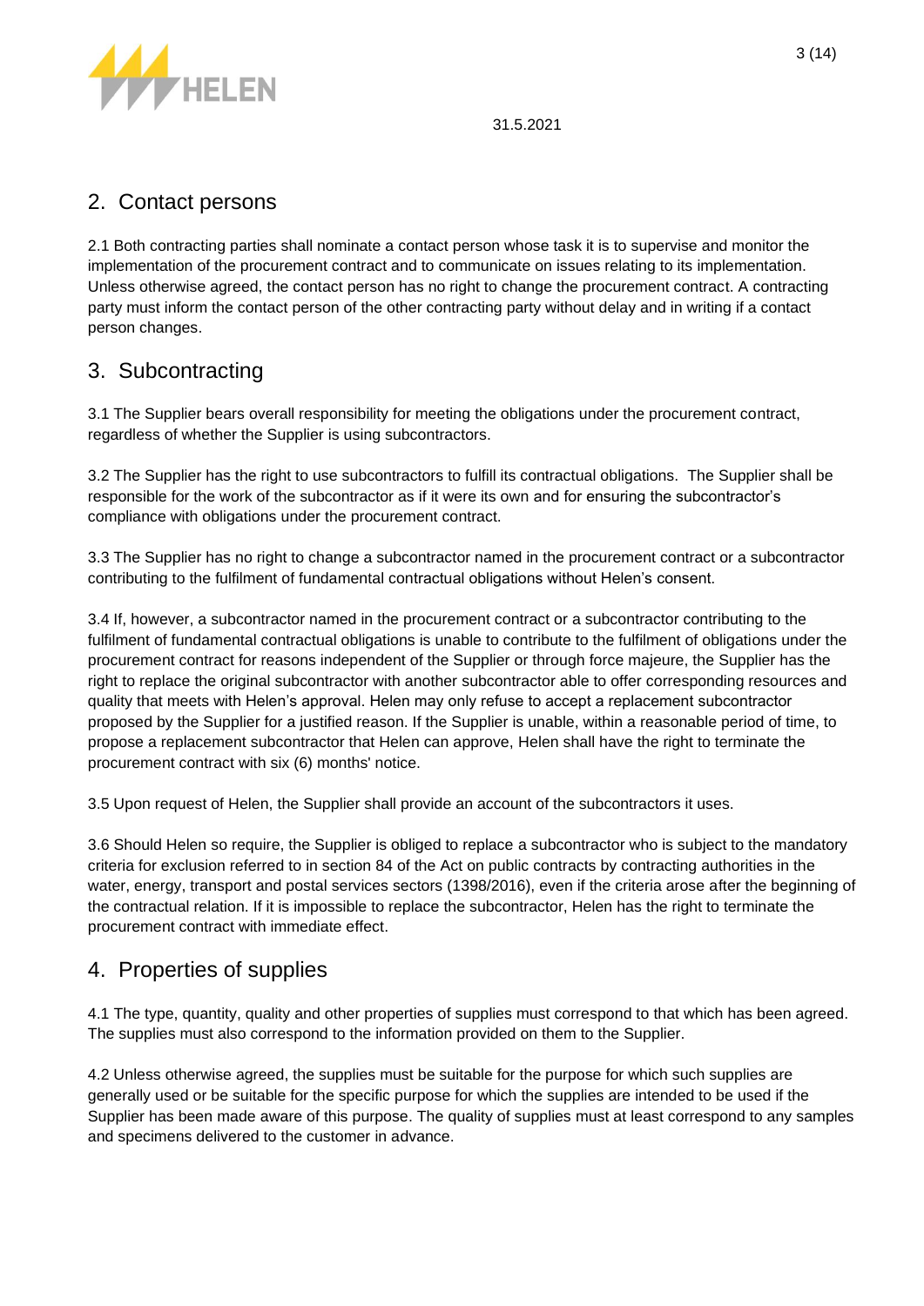## 2. Contact persons

2.1 Both contracting parties shall nominate a contact person whose task it is to supervise and monitor the implementation of the procurement contract and to communicate on issues relating to its implementation. Unless otherwise agreed, the contact person has no right to change the procurement contract. A contracting party must inform the contact person of the other contracting party without delay and in writing if a contact person changes.

## 3. Subcontracting

3.1 The Supplier bears overall responsibility for meeting the obligations under the procurement contract, regardless of whether the Supplier is using subcontractors.

3.2 The Supplier has the right to use subcontractors to fulfill its contractual obligations. The Supplier shall be responsible for the work of the subcontractor as if it were its own and for ensuring the subcontractor's compliance with obligations under the procurement contract.

3.3 The Supplier has no right to change a subcontractor named in the procurement contract or a subcontractor contributing to the fulfilment of fundamental contractual obligations without Helen's consent.

3.4 If, however, a subcontractor named in the procurement contract or a subcontractor contributing to the fulfilment of fundamental contractual obligations is unable to contribute to the fulfilment of obligations under the procurement contract for reasons independent of the Supplier or through force majeure, the Supplier has the right to replace the original subcontractor with another subcontractor able to offer corresponding resources and quality that meets with Helen's approval. Helen may only refuse to accept a replacement subcontractor proposed by the Supplier for a justified reason. If the Supplier is unable, within a reasonable period of time, to propose a replacement subcontractor that Helen can approve, Helen shall have the right to terminate the procurement contract with six (6) months' notice.

3.5 Upon request of Helen, the Supplier shall provide an account of the subcontractors it uses.

3.6 Should Helen so require, the Supplier is obliged to replace a subcontractor who is subject to the mandatory criteria for exclusion referred to in section 84 of the Act on public contracts by contracting authorities in the water, energy, transport and postal services sectors (1398/2016), even if the criteria arose after the beginning of the contractual relation. If it is impossible to replace the subcontractor, Helen has the right to terminate the procurement contract with immediate effect.

## 4. Properties of supplies

4.1 The type, quantity, quality and other properties of supplies must correspond to that which has been agreed. The supplies must also correspond to the information provided on them to the Supplier.

4.2 Unless otherwise agreed, the supplies must be suitable for the purpose for which such supplies are generally used or be suitable for the specific purpose for which the supplies are intended to be used if the Supplier has been made aware of this purpose. The quality of supplies must at least correspond to any samples and specimens delivered to the customer in advance.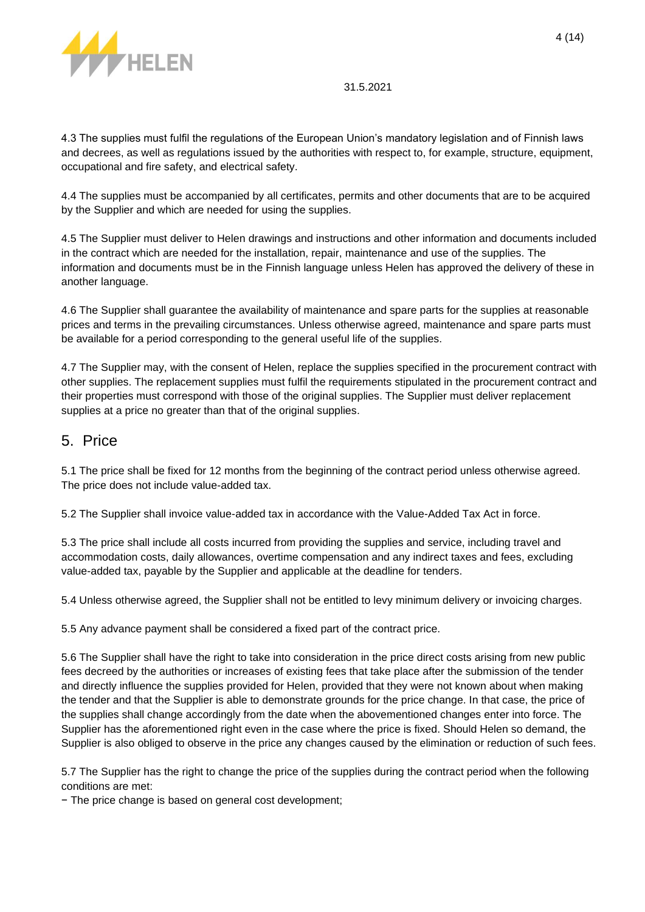4.3 The supplies must fulfil the regulations of the European Union's mandatory legislation and of Finnish laws and decrees, as well as regulations issued by the authorities with respect to, for example, structure, equipment, occupational and fire safety, and electrical safety.

4.4 The supplies must be accompanied by all certificates, permits and other documents that are to be acquired by the Supplier and which are needed for using the supplies.

4.5 The Supplier must deliver to Helen drawings and instructions and other information and documents included in the contract which are needed for the installation, repair, maintenance and use of the supplies. The information and documents must be in the Finnish language unless Helen has approved the delivery of these in another language.

4.6 The Supplier shall guarantee the availability of maintenance and spare parts for the supplies at reasonable prices and terms in the prevailing circumstances. Unless otherwise agreed, maintenance and spare parts must be available for a period corresponding to the general useful life of the supplies.

4.7 The Supplier may, with the consent of Helen, replace the supplies specified in the procurement contract with other supplies. The replacement supplies must fulfil the requirements stipulated in the procurement contract and their properties must correspond with those of the original supplies. The Supplier must deliver replacement supplies at a price no greater than that of the original supplies.

## 5. Price

5.1 The price shall be fixed for 12 months from the beginning of the contract period unless otherwise agreed. The price does not include value-added tax.

5.2 The Supplier shall invoice value-added tax in accordance with the Value-Added Tax Act in force.

5.3 The price shall include all costs incurred from providing the supplies and service, including travel and accommodation costs, daily allowances, overtime compensation and any indirect taxes and fees, excluding value-added tax, payable by the Supplier and applicable at the deadline for tenders.

5.4 Unless otherwise agreed, the Supplier shall not be entitled to levy minimum delivery or invoicing charges.

5.5 Any advance payment shall be considered a fixed part of the contract price.

5.6 The Supplier shall have the right to take into consideration in the price direct costs arising from new public fees decreed by the authorities or increases of existing fees that take place after the submission of the tender and directly influence the supplies provided for Helen, provided that they were not known about when making the tender and that the Supplier is able to demonstrate grounds for the price change. In that case, the price of the supplies shall change accordingly from the date when the abovementioned changes enter into force. The Supplier has the aforementioned right even in the case where the price is fixed. Should Helen so demand, the Supplier is also obliged to observe in the price any changes caused by the elimination or reduction of such fees.

5.7 The Supplier has the right to change the price of the supplies during the contract period when the following conditions are met:

− The price change is based on general cost development;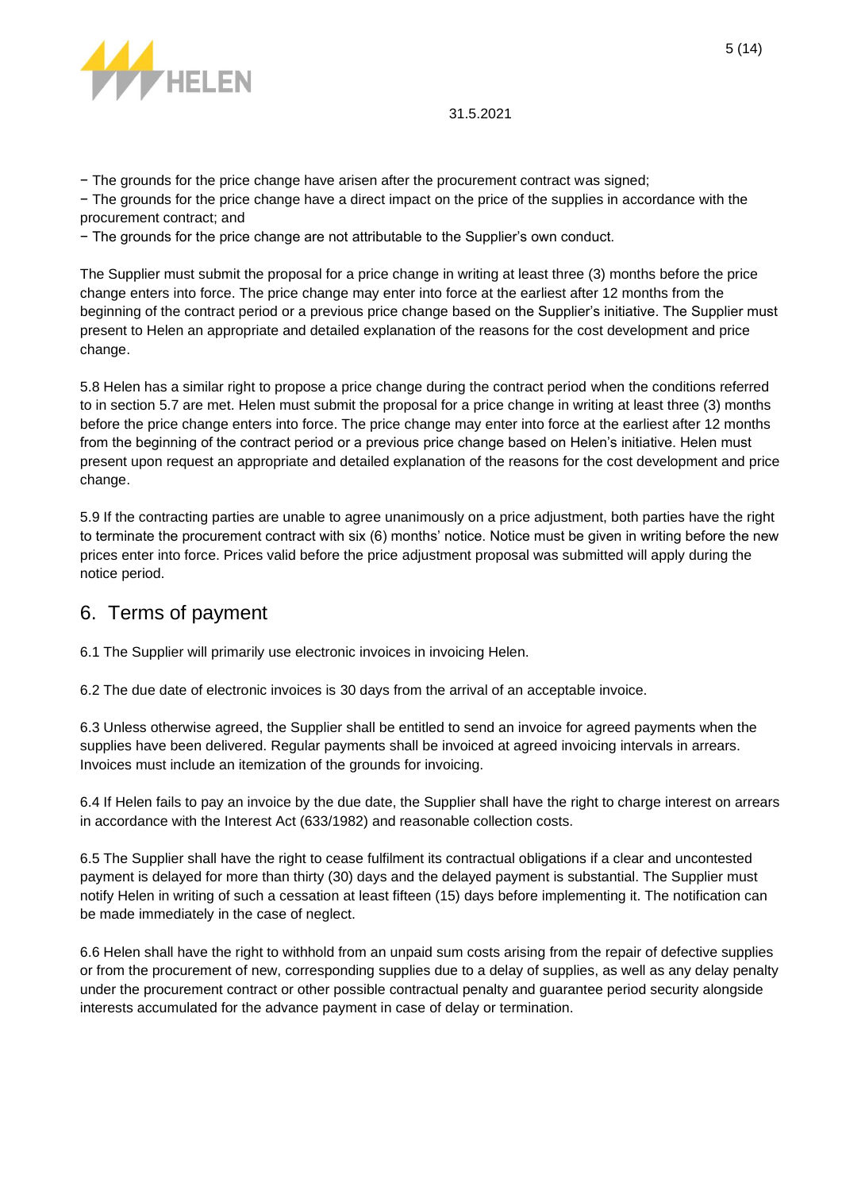− The grounds for the price change have arisen after the procurement contract was signed;

− The grounds for the price change have a direct impact on the price of the supplies in accordance with the procurement contract; and

− The grounds for the price change are not attributable to the Supplier's own conduct.

The Supplier must submit the proposal for a price change in writing at least three (3) months before the price change enters into force. The price change may enter into force at the earliest after 12 months from the beginning of the contract period or a previous price change based on the Supplier's initiative. The Supplier must present to Helen an appropriate and detailed explanation of the reasons for the cost development and price change.

5.8 Helen has a similar right to propose a price change during the contract period when the conditions referred to in section 5.7 are met. Helen must submit the proposal for a price change in writing at least three (3) months before the price change enters into force. The price change may enter into force at the earliest after 12 months from the beginning of the contract period or a previous price change based on Helen's initiative. Helen must present upon request an appropriate and detailed explanation of the reasons for the cost development and price change.

5.9 If the contracting parties are unable to agree unanimously on a price adjustment, both parties have the right to terminate the procurement contract with six (6) months' notice. Notice must be given in writing before the new prices enter into force. Prices valid before the price adjustment proposal was submitted will apply during the notice period.

## 6. Terms of payment

6.1 The Supplier will primarily use electronic invoices in invoicing Helen.

6.2 The due date of electronic invoices is 30 days from the arrival of an acceptable invoice.

6.3 Unless otherwise agreed, the Supplier shall be entitled to send an invoice for agreed payments when the supplies have been delivered. Regular payments shall be invoiced at agreed invoicing intervals in arrears. Invoices must include an itemization of the grounds for invoicing.

6.4 If Helen fails to pay an invoice by the due date, the Supplier shall have the right to charge interest on arrears in accordance with the Interest Act (633/1982) and reasonable collection costs.

6.5 The Supplier shall have the right to cease fulfilment its contractual obligations if a clear and uncontested payment is delayed for more than thirty (30) days and the delayed payment is substantial. The Supplier must notify Helen in writing of such a cessation at least fifteen (15) days before implementing it. The notification can be made immediately in the case of neglect.

6.6 Helen shall have the right to withhold from an unpaid sum costs arising from the repair of defective supplies or from the procurement of new, corresponding supplies due to a delay of supplies, as well as any delay penalty under the procurement contract or other possible contractual penalty and guarantee period security alongside interests accumulated for the advance payment in case of delay or termination.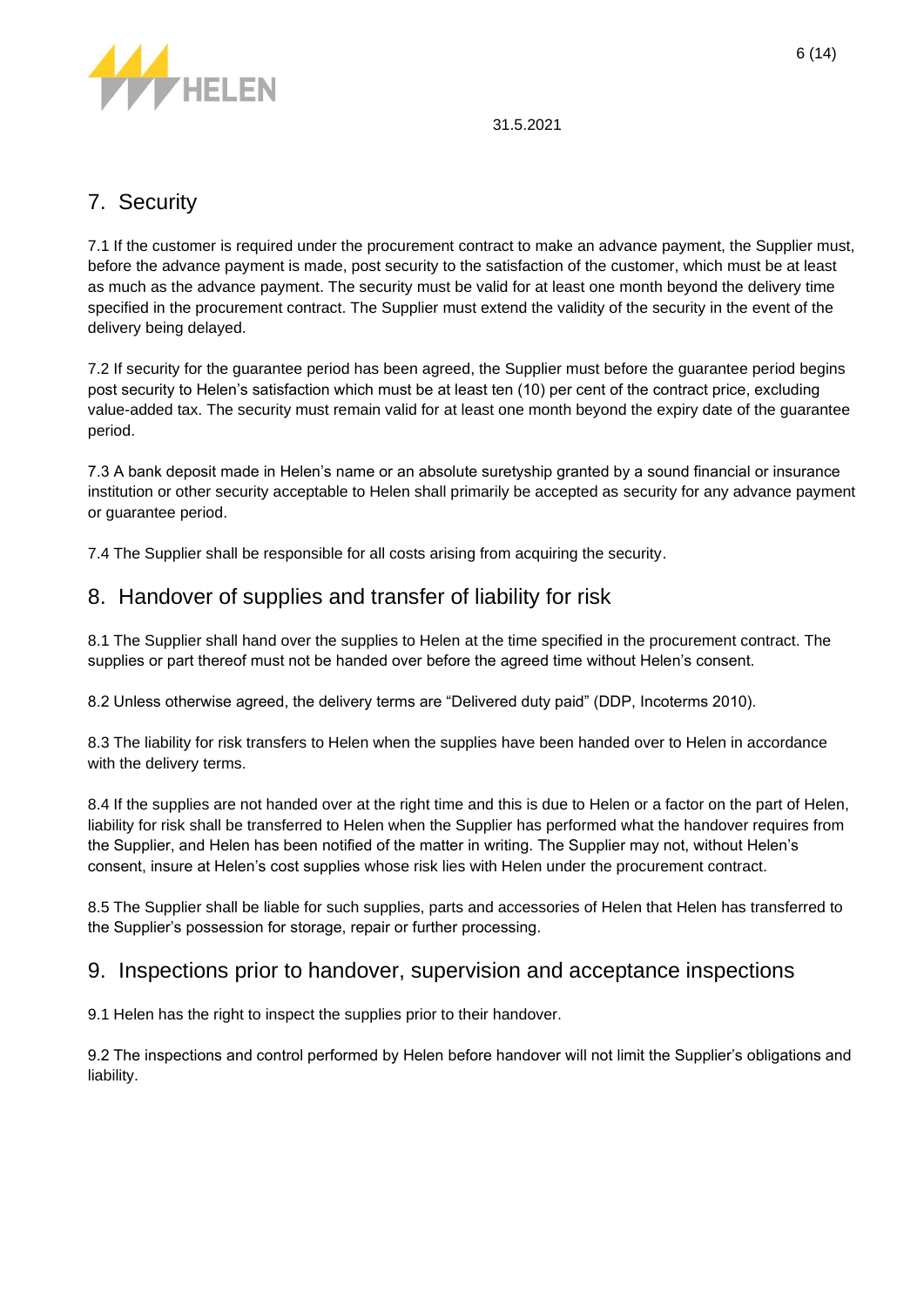## 7. Security

7.1 If the customer is required under the procurement contract to make an advance payment, the Supplier must, before the advance payment is made, post security to the satisfaction of the customer, which must be at least as much as the advance payment. The security must be valid for at least one month beyond the delivery time specified in the procurement contract. The Supplier must extend the validity of the security in the event of the delivery being delayed.

7.2 If security for the guarantee period has been agreed, the Supplier must before the guarantee period begins post security to Helen's satisfaction which must be at least ten (10) per cent of the contract price, excluding value-added tax. The security must remain valid for at least one month beyond the expiry date of the guarantee period.

7.3 A bank deposit made in Helen's name or an absolute suretyship granted by a sound financial or insurance institution or other security acceptable to Helen shall primarily be accepted as security for any advance payment or guarantee period.

7.4 The Supplier shall be responsible for all costs arising from acquiring the security.

## 8. Handover of supplies and transfer of liability for risk

8.1 The Supplier shall hand over the supplies to Helen at the time specified in the procurement contract. The supplies or part thereof must not be handed over before the agreed time without Helen's consent.

8.2 Unless otherwise agreed, the delivery terms are "Delivered duty paid" (DDP, Incoterms 2010).

8.3 The liability for risk transfers to Helen when the supplies have been handed over to Helen in accordance with the delivery terms.

8.4 If the supplies are not handed over at the right time and this is due to Helen or a factor on the part of Helen, liability for risk shall be transferred to Helen when the Supplier has performed what the handover requires from the Supplier, and Helen has been notified of the matter in writing. The Supplier may not, without Helen's consent, insure at Helen's cost supplies whose risk lies with Helen under the procurement contract.

8.5 The Supplier shall be liable for such supplies, parts and accessories of Helen that Helen has transferred to the Supplier's possession for storage, repair or further processing.

## 9. Inspections prior to handover, supervision and acceptance inspections

9.1 Helen has the right to inspect the supplies prior to their handover.

9.2 The inspections and control performed by Helen before handover will not limit the Supplier's obligations and liability.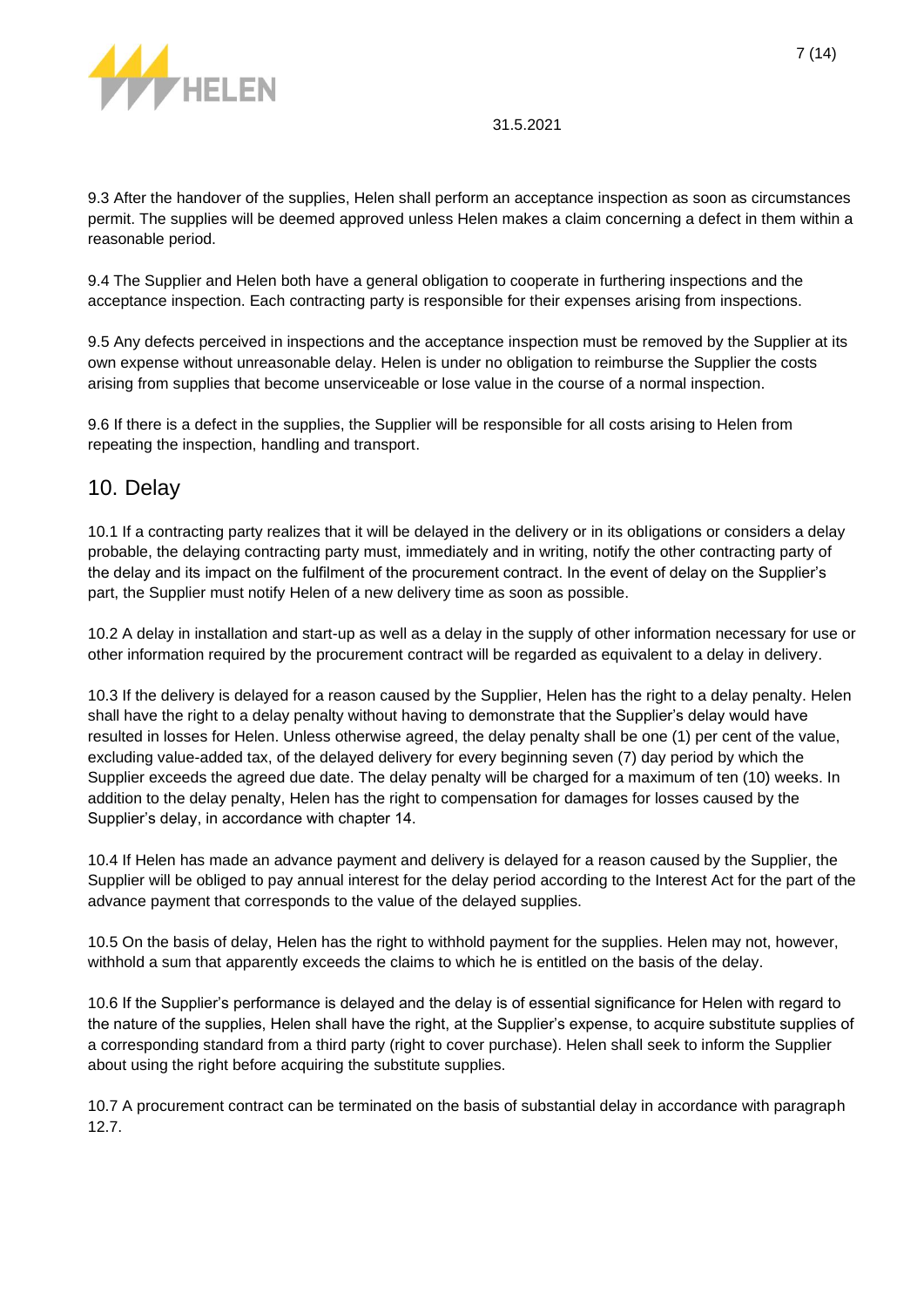9.3 After the handover of the supplies, Helen shall perform an acceptance inspection as soon as circumstances permit. The supplies will be deemed approved unless Helen makes a claim concerning a defect in them within a reasonable period.

9.4 The Supplier and Helen both have a general obligation to cooperate in furthering inspections and the acceptance inspection. Each contracting party is responsible for their expenses arising from inspections.

9.5 Any defects perceived in inspections and the acceptance inspection must be removed by the Supplier at its own expense without unreasonable delay. Helen is under no obligation to reimburse the Supplier the costs arising from supplies that become unserviceable or lose value in the course of a normal inspection.

9.6 If there is a defect in the supplies, the Supplier will be responsible for all costs arising to Helen from repeating the inspection, handling and transport.

## 10. Delay

10.1 If a contracting party realizes that it will be delayed in the delivery or in its obligations or considers a delay probable, the delaying contracting party must, immediately and in writing, notify the other contracting party of the delay and its impact on the fulfilment of the procurement contract. In the event of delay on the Supplier's part, the Supplier must notify Helen of a new delivery time as soon as possible.

10.2 A delay in installation and start-up as well as a delay in the supply of other information necessary for use or other information required by the procurement contract will be regarded as equivalent to a delay in delivery.

10.3 If the delivery is delayed for a reason caused by the Supplier, Helen has the right to a delay penalty. Helen shall have the right to a delay penalty without having to demonstrate that the Supplier's delay would have resulted in losses for Helen. Unless otherwise agreed, the delay penalty shall be one (1) per cent of the value, excluding value-added tax, of the delayed delivery for every beginning seven (7) day period by which the Supplier exceeds the agreed due date. The delay penalty will be charged for a maximum of ten (10) weeks. In addition to the delay penalty, Helen has the right to compensation for damages for losses caused by the Supplier's delay, in accordance with chapter 14.

10.4 If Helen has made an advance payment and delivery is delayed for a reason caused by the Supplier, the Supplier will be obliged to pay annual interest for the delay period according to the Interest Act for the part of the advance payment that corresponds to the value of the delayed supplies.

10.5 On the basis of delay, Helen has the right to withhold payment for the supplies. Helen may not, however, withhold a sum that apparently exceeds the claims to which he is entitled on the basis of the delay.

10.6 If the Supplier's performance is delayed and the delay is of essential significance for Helen with regard to the nature of the supplies, Helen shall have the right, at the Supplier's expense, to acquire substitute supplies of a corresponding standard from a third party (right to cover purchase). Helen shall seek to inform the Supplier about using the right before acquiring the substitute supplies.

10.7 A procurement contract can be terminated on the basis of substantial delay in accordance with paragraph 12.7.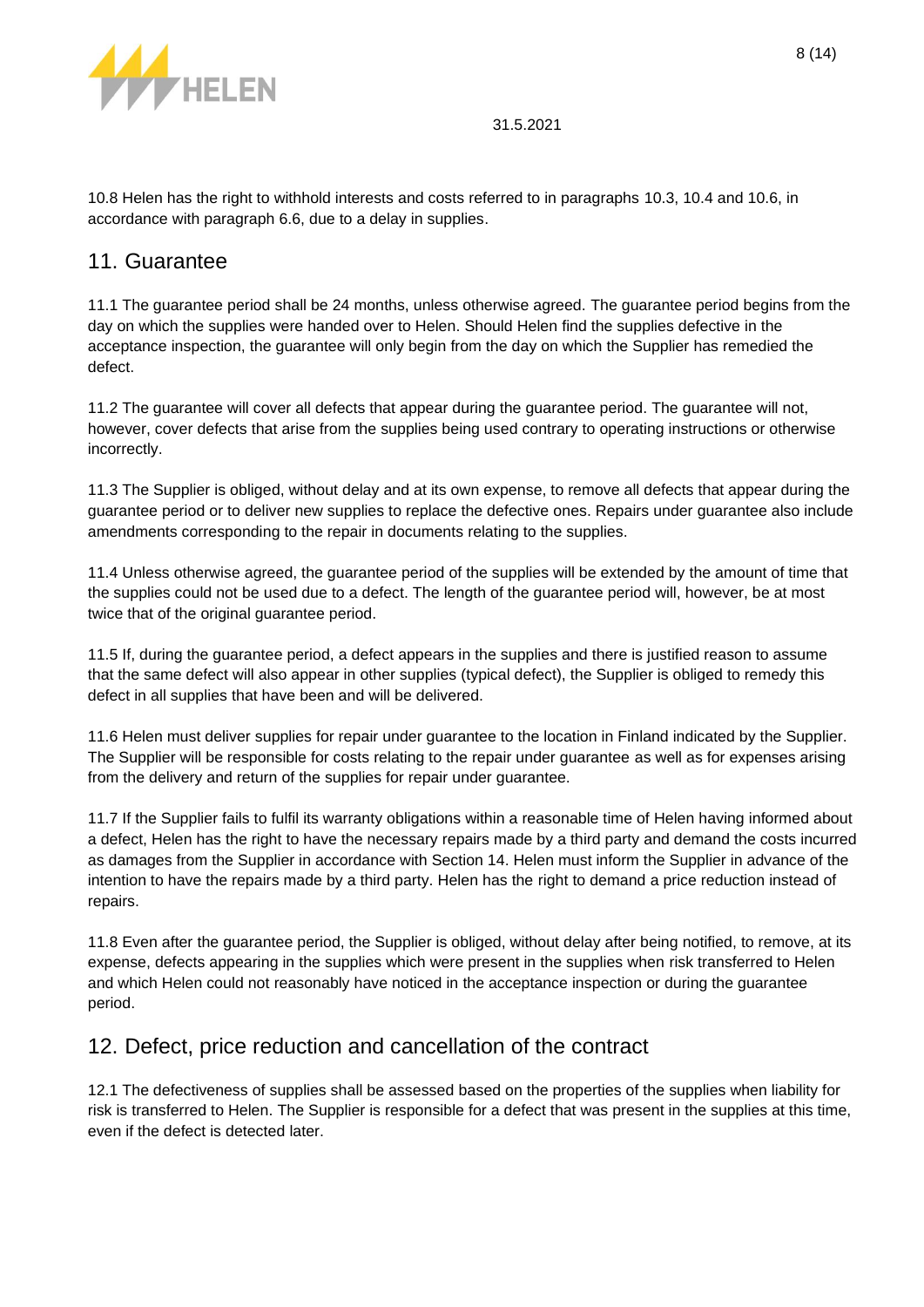10.8 Helen has the right to withhold interests and costs referred to in paragraphs 10.3, 10.4 and 10.6, in accordance with paragraph 6.6, due to a delay in supplies.

## 11. Guarantee

11.1 The guarantee period shall be 24 months, unless otherwise agreed. The guarantee period begins from the day on which the supplies were handed over to Helen. Should Helen find the supplies defective in the acceptance inspection, the guarantee will only begin from the day on which the Supplier has remedied the defect.

11.2 The guarantee will cover all defects that appear during the guarantee period. The guarantee will not, however, cover defects that arise from the supplies being used contrary to operating instructions or otherwise incorrectly.

11.3 The Supplier is obliged, without delay and at its own expense, to remove all defects that appear during the guarantee period or to deliver new supplies to replace the defective ones. Repairs under guarantee also include amendments corresponding to the repair in documents relating to the supplies.

11.4 Unless otherwise agreed, the guarantee period of the supplies will be extended by the amount of time that the supplies could not be used due to a defect. The length of the guarantee period will, however, be at most twice that of the original guarantee period.

11.5 If, during the guarantee period, a defect appears in the supplies and there is justified reason to assume that the same defect will also appear in other supplies (typical defect), the Supplier is obliged to remedy this defect in all supplies that have been and will be delivered.

11.6 Helen must deliver supplies for repair under guarantee to the location in Finland indicated by the Supplier. The Supplier will be responsible for costs relating to the repair under guarantee as well as for expenses arising from the delivery and return of the supplies for repair under guarantee.

11.7 If the Supplier fails to fulfil its warranty obligations within a reasonable time of Helen having informed about a defect, Helen has the right to have the necessary repairs made by a third party and demand the costs incurred as damages from the Supplier in accordance with Section 14. Helen must inform the Supplier in advance of the intention to have the repairs made by a third party. Helen has the right to demand a price reduction instead of repairs.

11.8 Even after the guarantee period, the Supplier is obliged, without delay after being notified, to remove, at its expense, defects appearing in the supplies which were present in the supplies when risk transferred to Helen and which Helen could not reasonably have noticed in the acceptance inspection or during the guarantee period.

## 12. Defect, price reduction and cancellation of the contract

12.1 The defectiveness of supplies shall be assessed based on the properties of the supplies when liability for risk is transferred to Helen. The Supplier is responsible for a defect that was present in the supplies at this time, even if the defect is detected later.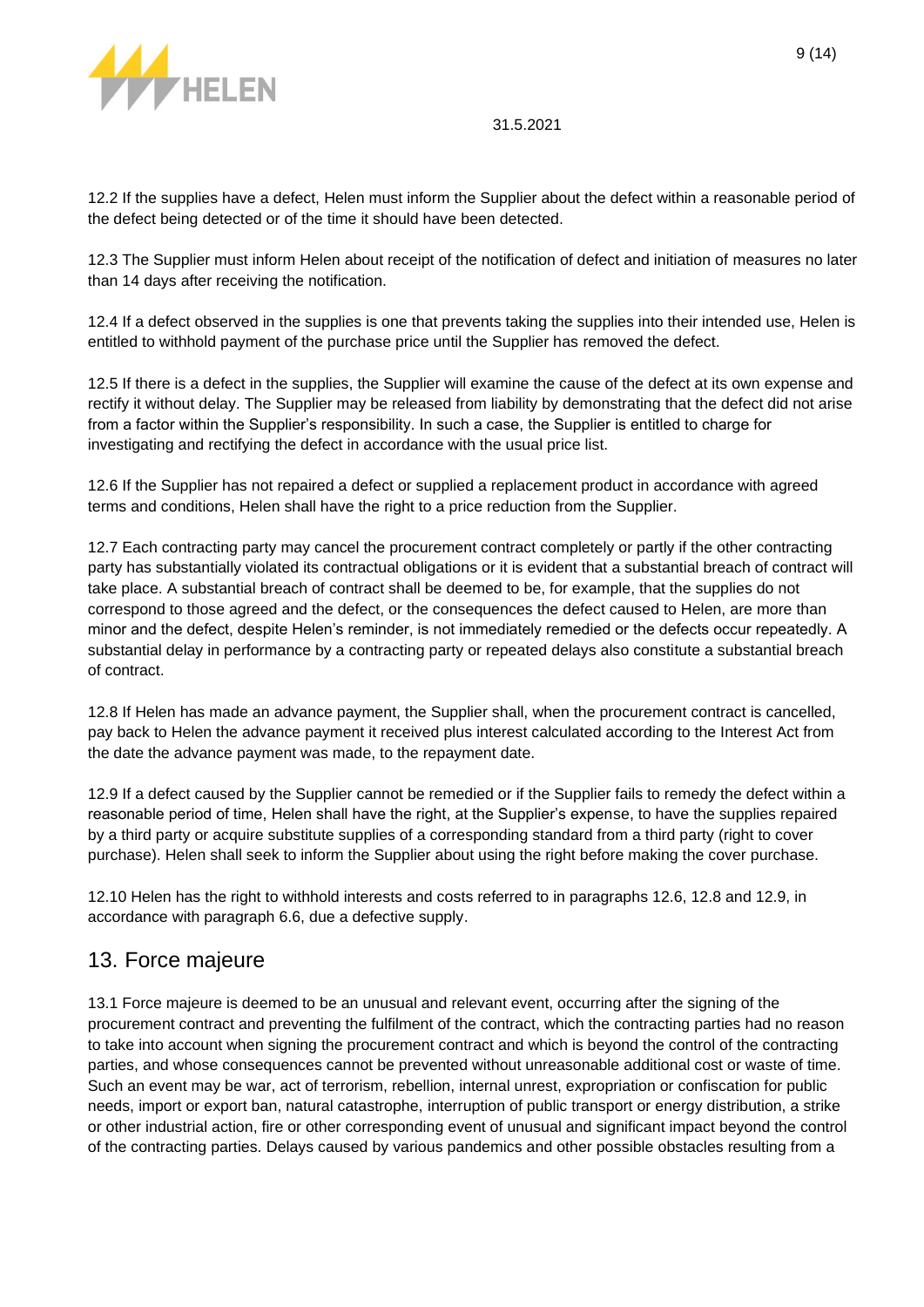12.2 If the supplies have a defect, Helen must inform the Supplier about the defect within a reasonable period of the defect being detected or of the time it should have been detected.

12.3 The Supplier must inform Helen about receipt of the notification of defect and initiation of measures no later than 14 days after receiving the notification.

12.4 If a defect observed in the supplies is one that prevents taking the supplies into their intended use, Helen is entitled to withhold payment of the purchase price until the Supplier has removed the defect.

12.5 If there is a defect in the supplies, the Supplier will examine the cause of the defect at its own expense and rectify it without delay. The Supplier may be released from liability by demonstrating that the defect did not arise from a factor within the Supplier's responsibility. In such a case, the Supplier is entitled to charge for investigating and rectifying the defect in accordance with the usual price list.

12.6 If the Supplier has not repaired a defect or supplied a replacement product in accordance with agreed terms and conditions, Helen shall have the right to a price reduction from the Supplier.

12.7 Each contracting party may cancel the procurement contract completely or partly if the other contracting party has substantially violated its contractual obligations or it is evident that a substantial breach of contract will take place. A substantial breach of contract shall be deemed to be, for example, that the supplies do not correspond to those agreed and the defect, or the consequences the defect caused to Helen, are more than minor and the defect, despite Helen's reminder, is not immediately remedied or the defects occur repeatedly. A substantial delay in performance by a contracting party or repeated delays also constitute a substantial breach of contract.

12.8 If Helen has made an advance payment, the Supplier shall, when the procurement contract is cancelled, pay back to Helen the advance payment it received plus interest calculated according to the Interest Act from the date the advance payment was made, to the repayment date.

12.9 If a defect caused by the Supplier cannot be remedied or if the Supplier fails to remedy the defect within a reasonable period of time, Helen shall have the right, at the Supplier's expense, to have the supplies repaired by a third party or acquire substitute supplies of a corresponding standard from a third party (right to cover purchase). Helen shall seek to inform the Supplier about using the right before making the cover purchase.

12.10 Helen has the right to withhold interests and costs referred to in paragraphs 12.6, 12.8 and 12.9, in accordance with paragraph 6.6, due a defective supply.

## 13. Force majeure

13.1 Force majeure is deemed to be an unusual and relevant event, occurring after the signing of the procurement contract and preventing the fulfilment of the contract, which the contracting parties had no reason to take into account when signing the procurement contract and which is beyond the control of the contracting parties, and whose consequences cannot be prevented without unreasonable additional cost or waste of time. Such an event may be war, act of terrorism, rebellion, internal unrest, expropriation or confiscation for public needs, import or export ban, natural catastrophe, interruption of public transport or energy distribution, a strike or other industrial action, fire or other corresponding event of unusual and significant impact beyond the control of the contracting parties. Delays caused by various pandemics and other possible obstacles resulting from a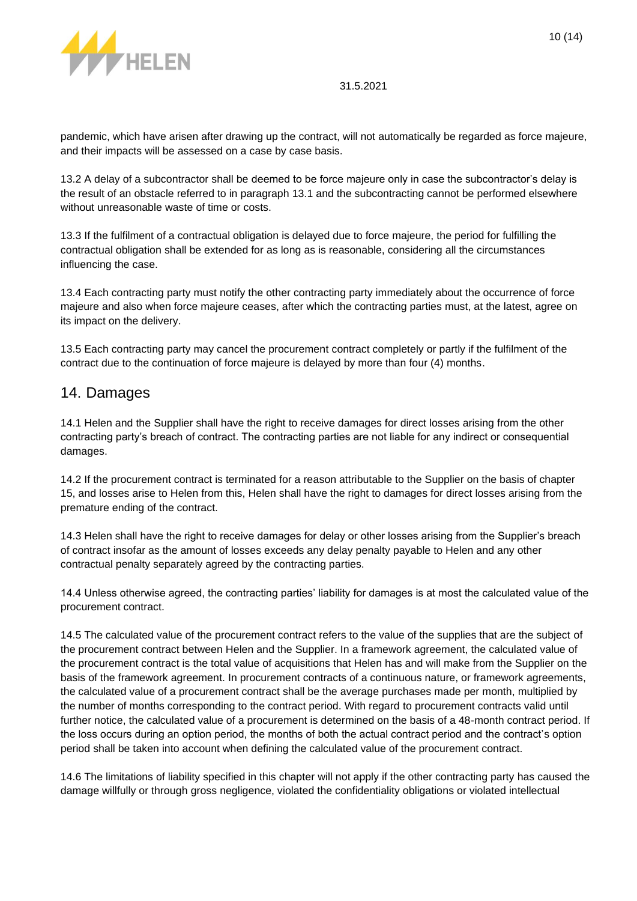pandemic, which have arisen after drawing up the contract, will not automatically be regarded as force majeure, and their impacts will be assessed on a case by case basis.

13.2 A delay of a subcontractor shall be deemed to be force majeure only in case the subcontractor's delay is the result of an obstacle referred to in paragraph 13.1 and the subcontracting cannot be performed elsewhere without unreasonable waste of time or costs.

13.3 If the fulfilment of a contractual obligation is delayed due to force majeure, the period for fulfilling the contractual obligation shall be extended for as long as is reasonable, considering all the circumstances influencing the case.

13.4 Each contracting party must notify the other contracting party immediately about the occurrence of force majeure and also when force majeure ceases, after which the contracting parties must, at the latest, agree on its impact on the delivery.

13.5 Each contracting party may cancel the procurement contract completely or partly if the fulfilment of the contract due to the continuation of force majeure is delayed by more than four (4) months.

## 14. Damages

14.1 Helen and the Supplier shall have the right to receive damages for direct losses arising from the other contracting party's breach of contract. The contracting parties are not liable for any indirect or consequential damages.

14.2 If the procurement contract is terminated for a reason attributable to the Supplier on the basis of chapter 15, and losses arise to Helen from this, Helen shall have the right to damages for direct losses arising from the premature ending of the contract.

14.3 Helen shall have the right to receive damages for delay or other losses arising from the Supplier's breach of contract insofar as the amount of losses exceeds any delay penalty payable to Helen and any other contractual penalty separately agreed by the contracting parties.

14.4 Unless otherwise agreed, the contracting parties' liability for damages is at most the calculated value of the procurement contract.

14.5 The calculated value of the procurement contract refers to the value of the supplies that are the subject of the procurement contract between Helen and the Supplier. In a framework agreement, the calculated value of the procurement contract is the total value of acquisitions that Helen has and will make from the Supplier on the basis of the framework agreement. In procurement contracts of a continuous nature, or framework agreements, the calculated value of a procurement contract shall be the average purchases made per month, multiplied by the number of months corresponding to the contract period. With regard to procurement contracts valid until further notice, the calculated value of a procurement is determined on the basis of a 48-month contract period. If the loss occurs during an option period, the months of both the actual contract period and the contract's option period shall be taken into account when defining the calculated value of the procurement contract.

14.6 The limitations of liability specified in this chapter will not apply if the other contracting party has caused the damage willfully or through gross negligence, violated the confidentiality obligations or violated intellectual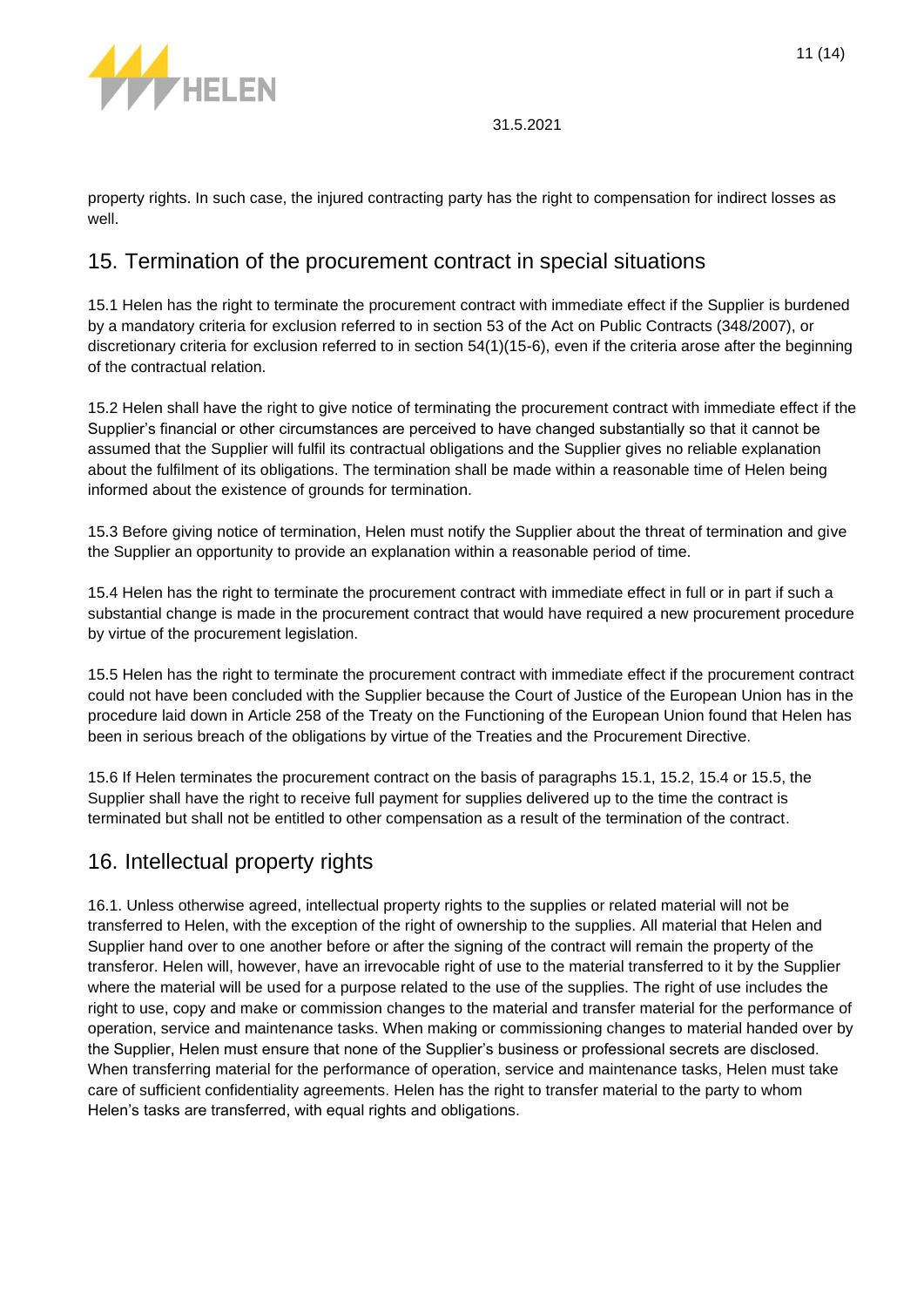property rights. In such case, the injured contracting party has the right to compensation for indirect losses as well.

## 15. Termination of the procurement contract in special situations

15.1 Helen has the right to terminate the procurement contract with immediate effect if the Supplier is burdened by a mandatory criteria for exclusion referred to in section 53 of the Act on Public Contracts (348/2007), or discretionary criteria for exclusion referred to in section 54(1)(15-6), even if the criteria arose after the beginning of the contractual relation.

15.2 Helen shall have the right to give notice of terminating the procurement contract with immediate effect if the Supplier's financial or other circumstances are perceived to have changed substantially so that it cannot be assumed that the Supplier will fulfil its contractual obligations and the Supplier gives no reliable explanation about the fulfilment of its obligations. The termination shall be made within a reasonable time of Helen being informed about the existence of grounds for termination.

15.3 Before giving notice of termination, Helen must notify the Supplier about the threat of termination and give the Supplier an opportunity to provide an explanation within a reasonable period of time.

15.4 Helen has the right to terminate the procurement contract with immediate effect in full or in part if such a substantial change is made in the procurement contract that would have required a new procurement procedure by virtue of the procurement legislation.

15.5 Helen has the right to terminate the procurement contract with immediate effect if the procurement contract could not have been concluded with the Supplier because the Court of Justice of the European Union has in the procedure laid down in Article 258 of the Treaty on the Functioning of the European Union found that Helen has been in serious breach of the obligations by virtue of the Treaties and the Procurement Directive.

15.6 If Helen terminates the procurement contract on the basis of paragraphs 15.1, 15.2, 15.4 or 15.5, the Supplier shall have the right to receive full payment for supplies delivered up to the time the contract is terminated but shall not be entitled to other compensation as a result of the termination of the contract.

## 16. Intellectual property rights

16.1. Unless otherwise agreed, intellectual property rights to the supplies or related material will not be transferred to Helen, with the exception of the right of ownership to the supplies. All material that Helen and Supplier hand over to one another before or after the signing of the contract will remain the property of the transferor. Helen will, however, have an irrevocable right of use to the material transferred to it by the Supplier where the material will be used for a purpose related to the use of the supplies. The right of use includes the right to use, copy and make or commission changes to the material and transfer material for the performance of operation, service and maintenance tasks. When making or commissioning changes to material handed over by the Supplier, Helen must ensure that none of the Supplier's business or professional secrets are disclosed. When transferring material for the performance of operation, service and maintenance tasks, Helen must take care of sufficient confidentiality agreements. Helen has the right to transfer material to the party to whom Helen's tasks are transferred, with equal rights and obligations.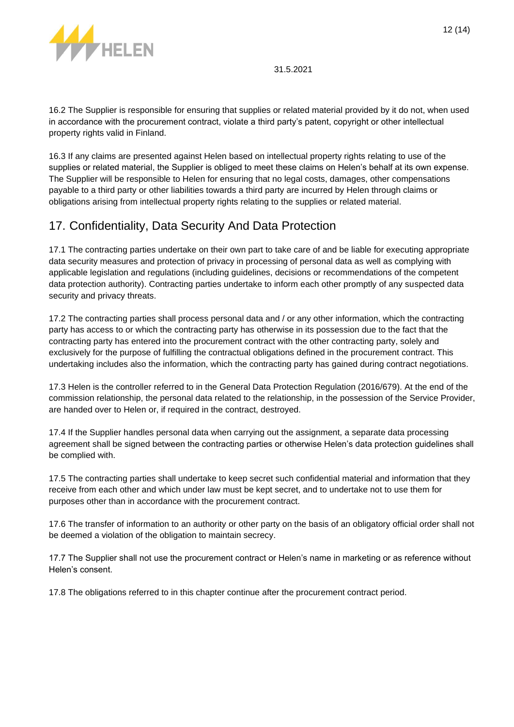16.2 The Supplier is responsible for ensuring that supplies or related material provided by it do not, when used in accordance with the procurement contract, violate a third party's patent, copyright or other intellectual property rights valid in Finland.

16.3 If any claims are presented against Helen based on intellectual property rights relating to use of the supplies or related material, the Supplier is obliged to meet these claims on Helen's behalf at its own expense. The Supplier will be responsible to Helen for ensuring that no legal costs, damages, other compensations payable to a third party or other liabilities towards a third party are incurred by Helen through claims or obligations arising from intellectual property rights relating to the supplies or related material.

## 17. Confidentiality, Data Security And Data Protection

17.1 The contracting parties undertake on their own part to take care of and be liable for executing appropriate data security measures and protection of privacy in processing of personal data as well as complying with applicable legislation and regulations (including guidelines, decisions or recommendations of the competent data protection authority). Contracting parties undertake to inform each other promptly of any suspected data security and privacy threats.

17.2 The contracting parties shall process personal data and / or any other information, which the contracting party has access to or which the contracting party has otherwise in its possession due to the fact that the contracting party has entered into the procurement contract with the other contracting party, solely and exclusively for the purpose of fulfilling the contractual obligations defined in the procurement contract. This undertaking includes also the information, which the contracting party has gained during contract negotiations.

17.3 Helen is the controller referred to in the General Data Protection Regulation (2016/679). At the end of the commission relationship, the personal data related to the relationship, in the possession of the Service Provider, are handed over to Helen or, if required in the contract, destroyed.

17.4 If the Supplier handles personal data when carrying out the assignment, a separate data processing agreement shall be signed between the contracting parties or otherwise Helen's data protection guidelines shall be complied with.

17.5 The contracting parties shall undertake to keep secret such confidential material and information that they receive from each other and which under law must be kept secret, and to undertake not to use them for purposes other than in accordance with the procurement contract.

17.6 The transfer of information to an authority or other party on the basis of an obligatory official order shall not be deemed a violation of the obligation to maintain secrecy.

17.7 The Supplier shall not use the procurement contract or Helen's name in marketing or as reference without Helen's consent.

17.8 The obligations referred to in this chapter continue after the procurement contract period.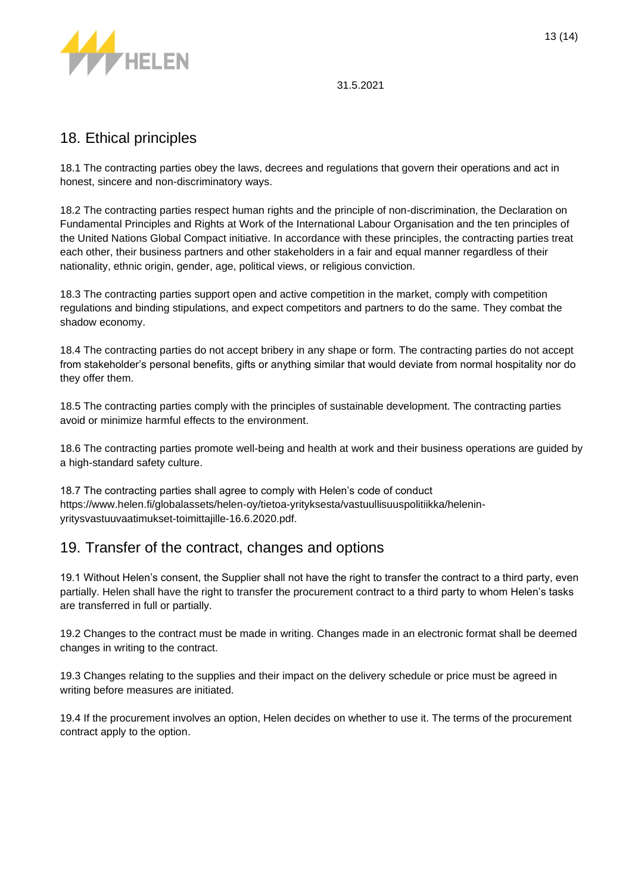## 18. Ethical principles

18.1 The contracting parties obey the laws, decrees and regulations that govern their operations and act in honest, sincere and non-discriminatory ways.

18.2 The contracting parties respect human rights and the principle of non-discrimination, the Declaration on Fundamental Principles and Rights at Work of the International Labour Organisation and the ten principles of the United Nations Global Compact initiative. In accordance with these principles, the contracting parties treat each other, their business partners and other stakeholders in a fair and equal manner regardless of their nationality, ethnic origin, gender, age, political views, or religious conviction.

18.3 The contracting parties support open and active competition in the market, comply with competition regulations and binding stipulations, and expect competitors and partners to do the same. They combat the shadow economy.

18.4 The contracting parties do not accept bribery in any shape or form. The contracting parties do not accept from stakeholder's personal benefits, gifts or anything similar that would deviate from normal hospitality nor do they offer them.

18.5 The contracting parties comply with the principles of sustainable development. The contracting parties avoid or minimize harmful effects to the environment.

18.6 The contracting parties promote well-being and health at work and their business operations are guided by a high-standard safety culture.

18.7 The contracting parties shall agree to comply with Helen's code of conduct https://www.helen.fi/globalassets/helen-oy/tietoa-yrityksesta/vastuullisuuspolitiikka/helenin-yritysvastuuvaatimukset-toimittajille-16.6.2020.pdf.

## 19. Transfer of the contract, changes and options

19.1 Without Helen's consent, the Supplier shall not have the right to transfer the contract to a third party, even partially. Helen shall have the right to transfer the procurement contract to a third party to whom Helen's tasks are transferred in full or partially.

19.2 Changes to the contract must be made in writing. Changes made in an electronic format shall be deemed changes in writing to the contract.

19.3 Changes relating to the supplies and their impact on the delivery schedule or price must be agreed in writing before measures are initiated.

19.4 If the procurement involves an option, Helen decides on whether to use it. The terms of the procurement contract apply to the option.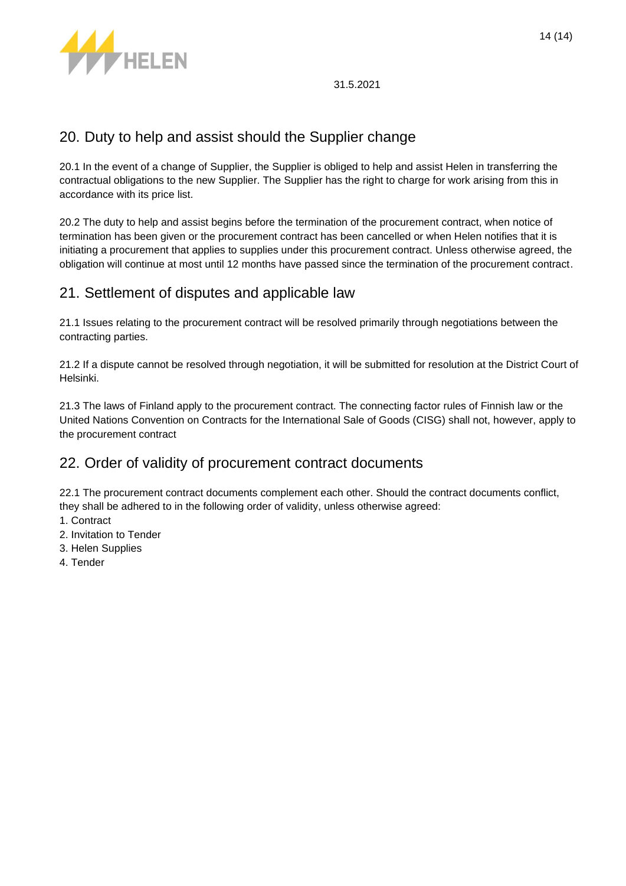## 20. Duty to help and assist should the Supplier change

20.1 In the event of a change of Supplier, the Supplier is obliged to help and assist Helen in transferring the contractual obligations to the new Supplier. The Supplier has the right to charge for work arising from this in accordance with its price list.

20.2 The duty to help and assist begins before the termination of the procurement contract, when notice of termination has been given or the procurement contract has been cancelled or when Helen notifies that it is initiating a procurement that applies to supplies under this procurement contract. Unless otherwise agreed, the obligation will continue at most until 12 months have passed since the termination of the procurement contract.

## 21. Settlement of disputes and applicable law

21.1 Issues relating to the procurement contract will be resolved primarily through negotiations between the contracting parties.

21.2 If a dispute cannot be resolved through negotiation, it will be submitted for resolution at the District Court of Helsinki.

21.3 The laws of Finland apply to the procurement contract. The connecting factor rules of Finnish law or the United Nations Convention on Contracts for the International Sale of Goods (CISG) shall not, however, apply to the procurement contract

## 22. Order of validity of procurement contract documents

22.1 The procurement contract documents complement each other. Should the contract documents conflict, they shall be adhered to in the following order of validity, unless otherwise agreed:

1. Contract
2. Invitation to Tender
3. Helen Supplies
4. Tender